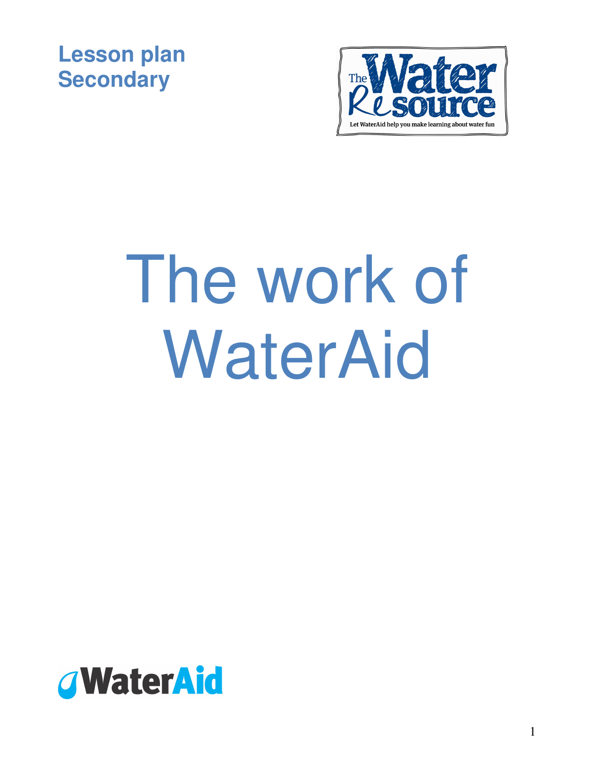**Lesson plan**
**Secondary**

The Water Resource
Let WaterAid help you make learning about water fun

# The work of WaterAid

WaterAid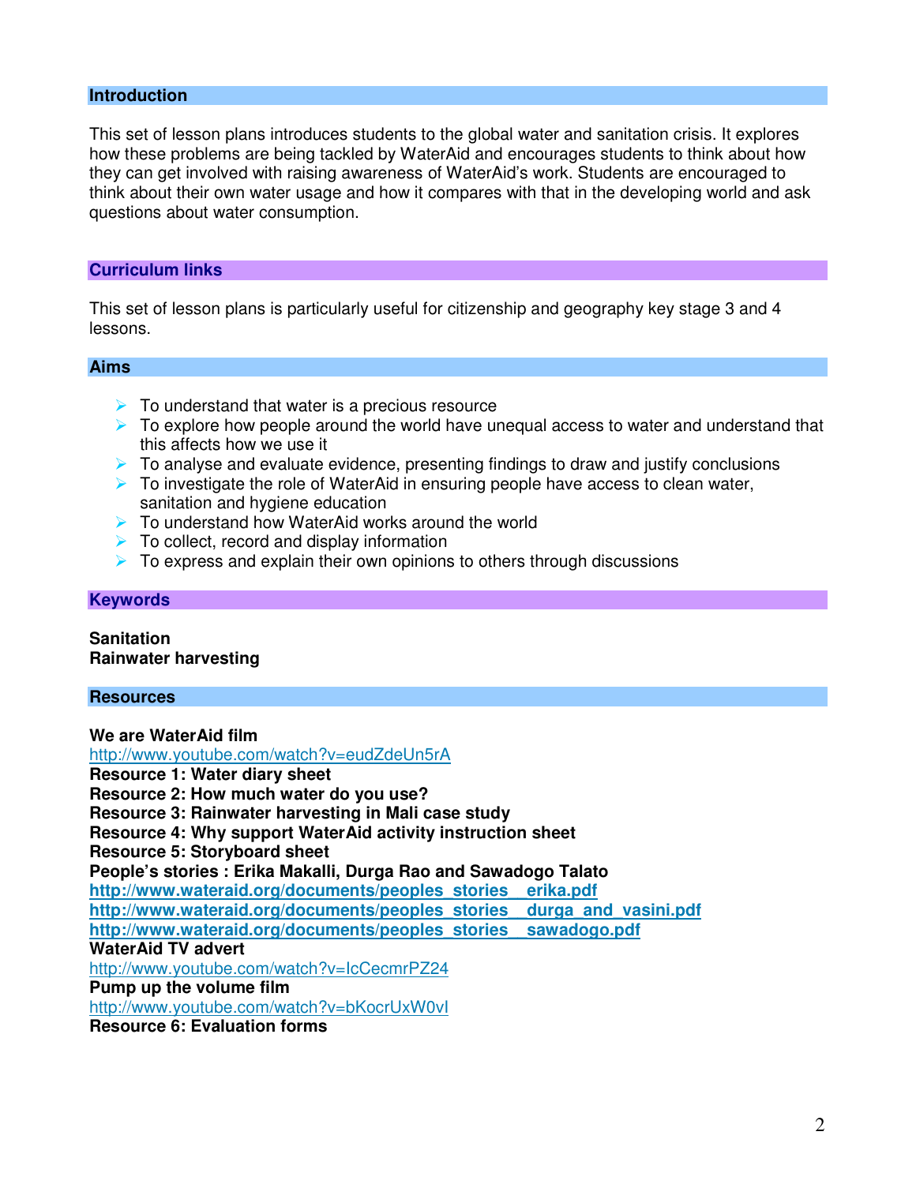## Introduction

This set of lesson plans introduces students to the global water and sanitation crisis. It explores how these problems are being tackled by WaterAid and encourages students to think about how they can get involved with raising awareness of WaterAid's work. Students are encouraged to think about their own water usage and how it compares with that in the developing world and ask questions about water consumption.

## Curriculum links

This set of lesson plans is particularly useful for citizenship and geography key stage 3 and 4 lessons.

## Aims

- To understand that water is a precious resource
- To explore how people around the world have unequal access to water and understand that this affects how we use it
- To analyse and evaluate evidence, presenting findings to draw and justify conclusions
- To investigate the role of WaterAid in ensuring people have access to clean water, sanitation and hygiene education
- To understand how WaterAid works around the world
- To collect, record and display information
- To express and explain their own opinions to others through discussions

## Keywords

**Sanitation**
**Rainwater harvesting**

## Resources

**We are WaterAid film**
http://www.youtube.com/watch?v=eudZdeUn5rA
**Resource 1: Water diary sheet**
**Resource 2: How much water do you use?**
**Resource 3: Rainwater harvesting in Mali case study**
**Resource 4: Why support WaterAid activity instruction sheet**
**Resource 5: Storyboard sheet**
**People's stories : Erika Makalli, Durga Rao and Sawadogo Talato**
**http://www.wateraid.org/documents/peoples_stories__erika.pdf**
**http://www.wateraid.org/documents/peoples_stories__durga_and_vasini.pdf**
**http://www.wateraid.org/documents/peoples_stories__sawadogo.pdf**
**WaterAid TV advert**
http://www.youtube.com/watch?v=IcCecmrPZ24
**Pump up the volume film**
http://www.youtube.com/watch?v=bKocrUxW0vI
**Resource 6: Evaluation forms**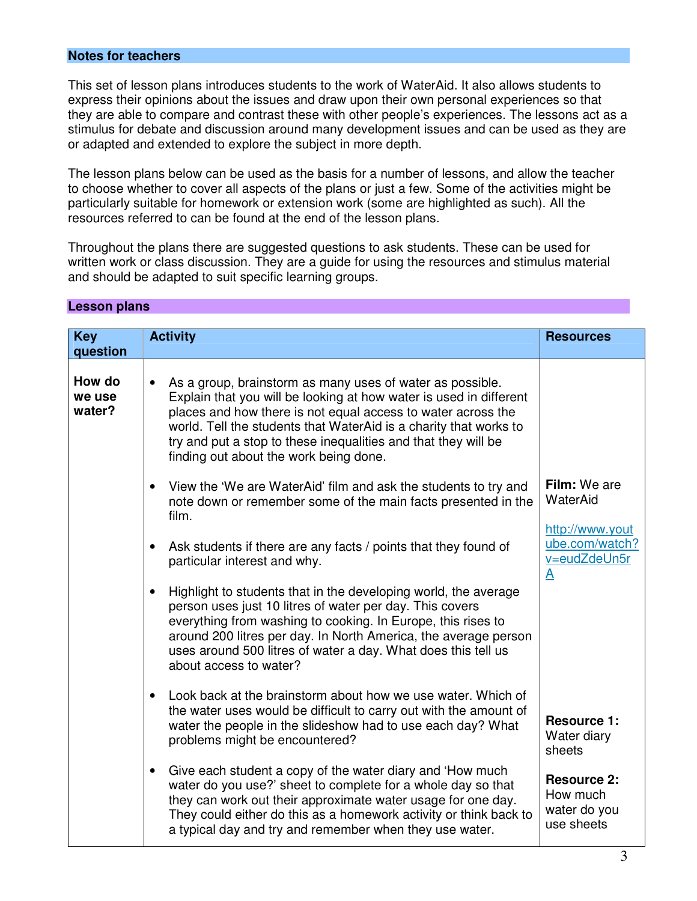## Notes for teachers

This set of lesson plans introduces students to the work of WaterAid. It also allows students to express their opinions about the issues and draw upon their own personal experiences so that they are able to compare and contrast these with other people's experiences. The lessons act as a stimulus for debate and discussion around many development issues and can be used as they are or adapted and extended to explore the subject in more depth.

The lesson plans below can be used as the basis for a number of lessons, and allow the teacher to choose whether to cover all aspects of the plans or just a few. Some of the activities might be particularly suitable for homework or extension work (some are highlighted as such). All the resources referred to can be found at the end of the lesson plans.

Throughout the plans there are suggested questions to ask students. These can be used for written work or class discussion. They are a guide for using the resources and stimulus material and should be adapted to suit specific learning groups.

## Lesson plans

| Key question | Activity | Resources |
|---|---|---|
| **How do we use water?** | • As a group, brainstorm as many uses of water as possible. Explain that you will be looking at how water is used in different places and how there is not equal access to water across the world. Tell the students that WaterAid is a charity that works to try and put a stop to these inequalities and that they will be finding out about the work being done. | |
| | • View the 'We are WaterAid' film and ask the students to try and note down or remember some of the main facts presented in the film. | **Film:** We are WaterAid http://www.youtube.com/watch?v=eudZdeUn5rA |
| | • Ask students if there are any facts / points that they found of particular interest and why. | |
| | • Highlight to students that in the developing world, the average person uses just 10 litres of water per day. This covers everything from washing to cooking. In Europe, this rises to around 200 litres per day. In North America, the average person uses around 500 litres of water a day. What does this tell us about access to water? | |
| | • Look back at the brainstorm about how we use water. Which of the water uses would be difficult to carry out with the amount of water the people in the slideshow had to use each day? What problems might be encountered? | **Resource 1:** Water diary sheets |
| | • Give each student a copy of the water diary and 'How much water do you use?' sheet to complete for a whole day so that they can work out their approximate water usage for one day. They could either do this as a homework activity or think back to a typical day and try and remember when they use water. | **Resource 2:** How much water do you use sheets |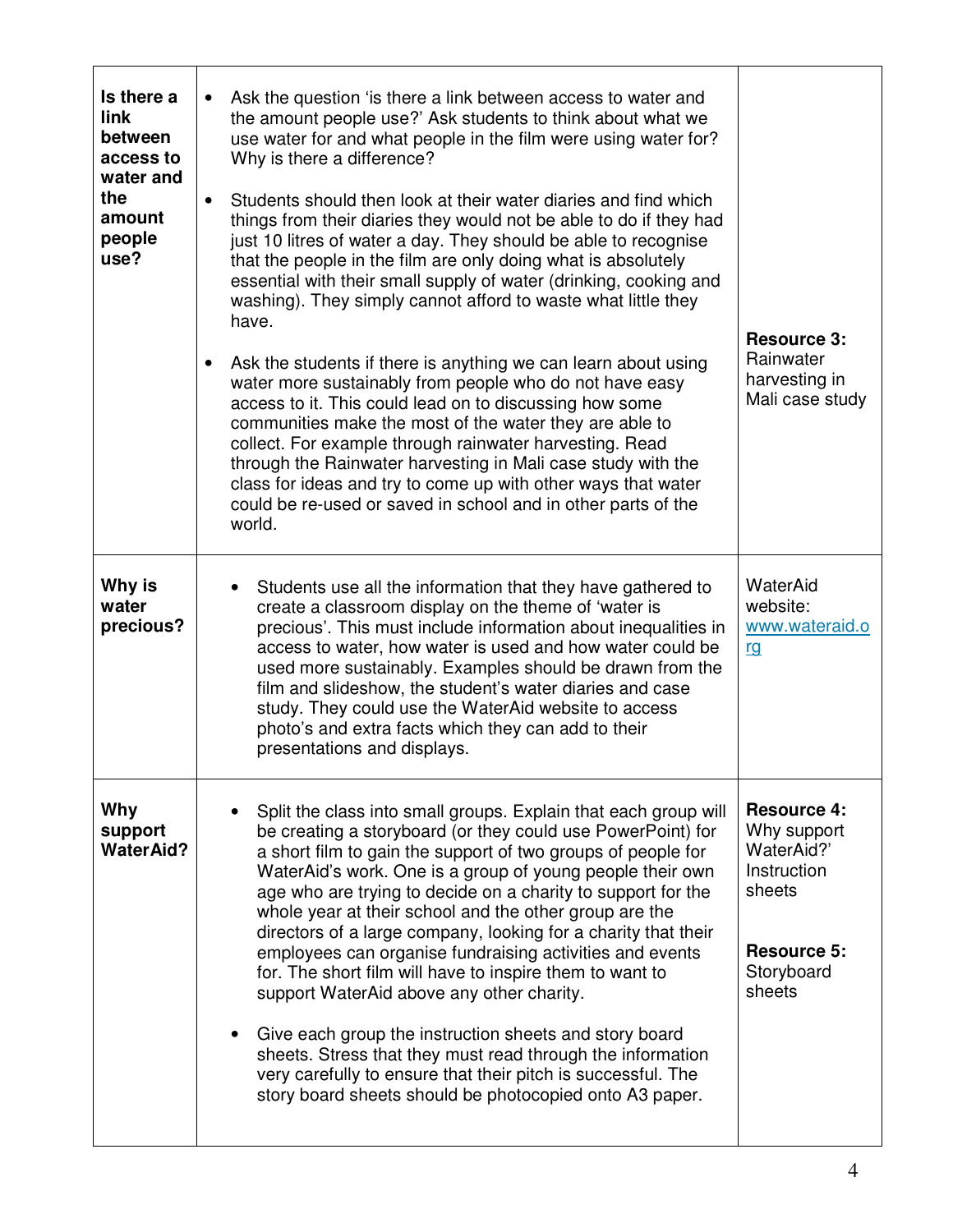| | | |
|---|---|---|
| **Is there a link between access to water and the amount people use?** | • Ask the question 'is there a link between access to water and the amount people use?' Ask students to think about what we use water for and what people in the film were using water for? Why is there a difference?<br><br>• Students should then look at their water diaries and find which things from their diaries they would not be able to do if they had just 10 litres of water a day. They should be able to recognise that the people in the film are only doing what is absolutely essential with their small supply of water (drinking, cooking and washing). They simply cannot afford to waste what little they have.<br><br>• Ask the students if there is anything we can learn about using water more sustainably from people who do not have easy access to it. This could lead on to discussing how some communities make the most of the water they are able to collect. For example through rainwater harvesting. Read through the Rainwater harvesting in Mali case study with the class for ideas and try to come up with other ways that water could be re-used or saved in school and in other parts of the world. | **Resource 3:** Rainwater harvesting in Mali case study |
| **Why is water precious?** | • Students use all the information that they have gathered to create a classroom display on the theme of 'water is precious'. This must include information about inequalities in access to water, how water is used and how water could be used more sustainably. Examples should be drawn from the film and slideshow, the student's water diaries and case study. They could use the WaterAid website to access photo's and extra facts which they can add to their presentations and displays. | WaterAid website: [www.wateraid.org](www.wateraid.org) |
| **Why support WaterAid?** | • Split the class into small groups. Explain that each group will be creating a storyboard (or they could use PowerPoint) for a short film to gain the support of two groups of people for WaterAid's work. One is a group of young people their own age who are trying to decide on a charity to support for the whole year at their school and the other group are the directors of a large company, looking for a charity that their employees can organise fundraising activities and events for. The short film will have to inspire them to want to support WaterAid above any other charity.<br><br>• Give each group the instruction sheets and story board sheets. Stress that they must read through the information very carefully to ensure that their pitch is successful. The story board sheets should be photocopied onto A3 paper. | **Resource 4:** Why support WaterAid?' Instruction sheets<br><br>**Resource 5:** Storyboard sheets |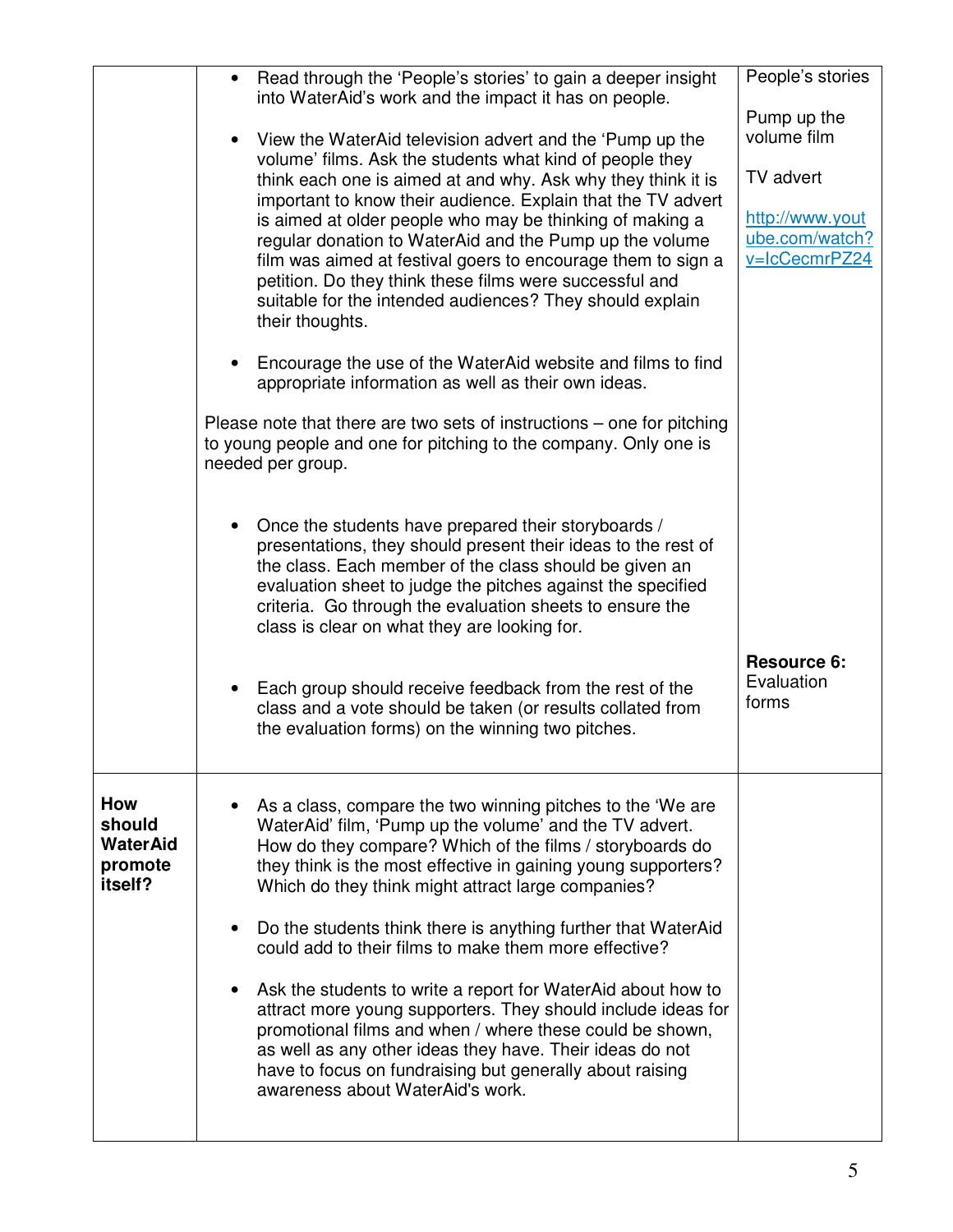| | | |
|---|---|---|
| | • Read through the 'People's stories' to gain a deeper insight into WaterAid's work and the impact it has on people.<br><br>• View the WaterAid television advert and the 'Pump up the volume' films. Ask the students what kind of people they think each one is aimed at and why. Ask why they think it is important to know their audience. Explain that the TV advert is aimed at older people who may be thinking of making a regular donation to WaterAid and the Pump up the volume film was aimed at festival goers to encourage them to sign a petition. Do they think these films were successful and suitable for the intended audiences? They should explain their thoughts.<br><br>• Encourage the use of the WaterAid website and films to find appropriate information as well as their own ideas.<br><br>Please note that there are two sets of instructions – one for pitching to young people and one for pitching to the company. Only one is needed per group.<br><br>• Once the students have prepared their storyboards / presentations, they should present their ideas to the rest of the class. Each member of the class should be given an evaluation sheet to judge the pitches against the specified criteria. Go through the evaluation sheets to ensure the class is clear on what they are looking for.<br><br>• Each group should receive feedback from the rest of the class and a vote should be taken (or results collated from the evaluation forms) on the winning two pitches. | People's stories<br><br>Pump up the volume film<br><br>TV advert<br><br>http://www.youtube.com/watch?v=IcCecmrPZ24<br><br>**Resource 6:** Evaluation forms |
| **How should WaterAid promote itself?** | • As a class, compare the two winning pitches to the 'We are WaterAid' film, 'Pump up the volume' and the TV advert. How do they compare? Which of the films / storyboards do they think is the most effective in gaining young supporters? Which do they think might attract large companies?<br><br>• Do the students think there is anything further that WaterAid could add to their films to make them more effective?<br><br>• Ask the students to write a report for WaterAid about how to attract more young supporters. They should include ideas for promotional films and when / where these could be shown, as well as any other ideas they have. Their ideas do not have to focus on fundraising but generally about raising awareness about WaterAid's work. | |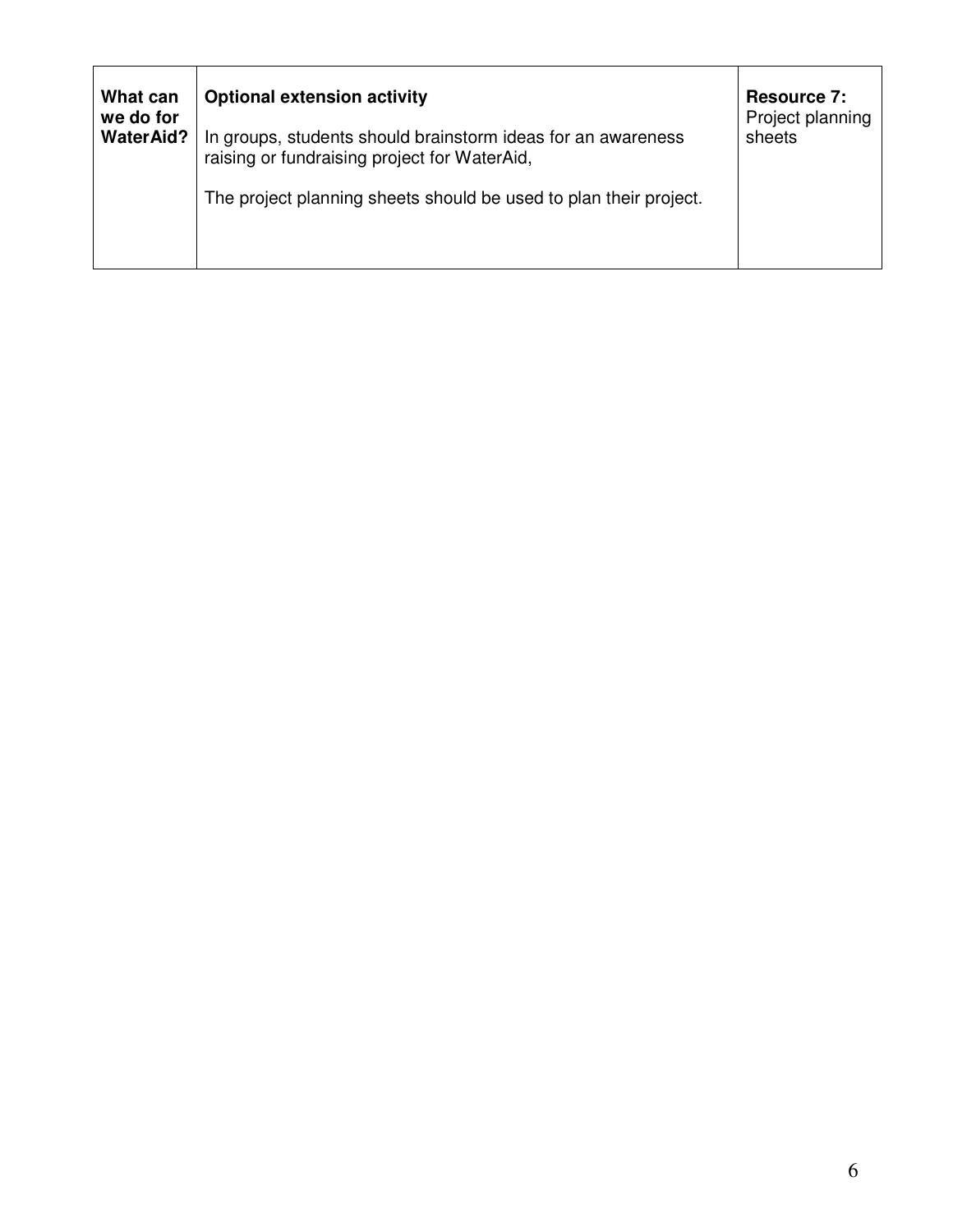| | | |
|---|---|---|
| **What can we do for WaterAid?** | **Optional extension activity**<br><br>In groups, students should brainstorm ideas for an awareness raising or fundraising project for WaterAid,<br><br>The project planning sheets should be used to plan their project. | **Resource 7:** Project planning sheets |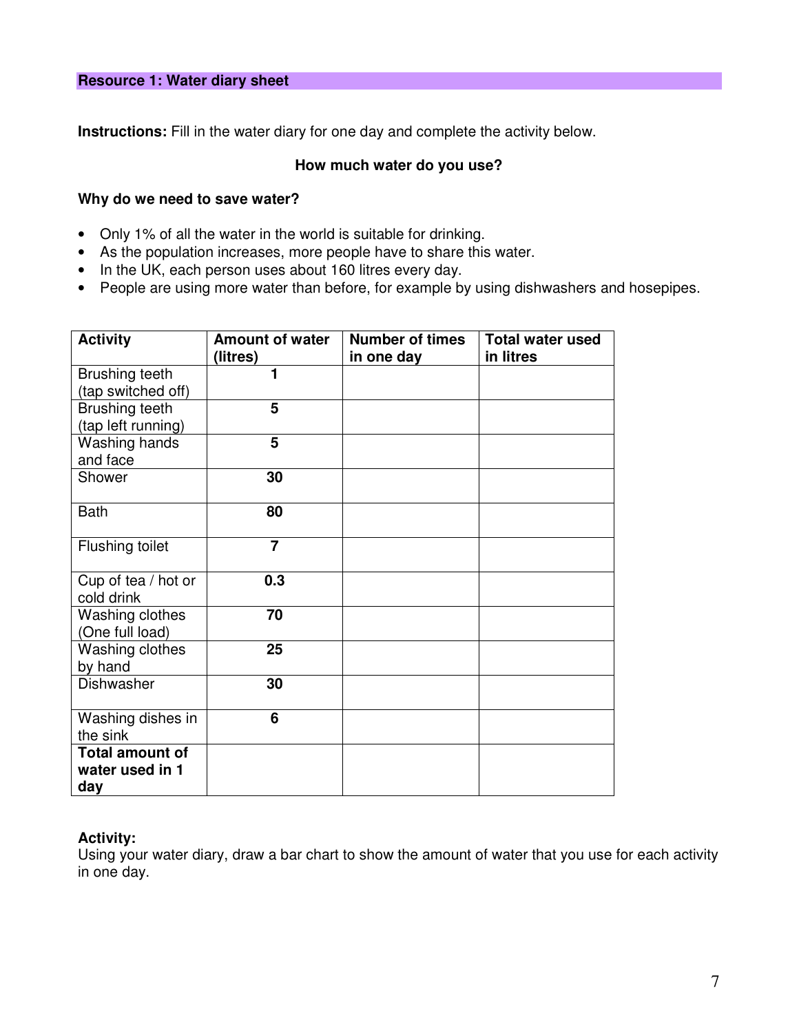## Resource 1: Water diary sheet

**Instructions:** Fill in the water diary for one day and complete the activity below.

**How much water do you use?**

**Why do we need to save water?**

- Only 1% of all the water in the world is suitable for drinking.
- As the population increases, more people have to share this water.
- In the UK, each person uses about 160 litres every day.
- People are using more water than before, for example by using dishwashers and hosepipes.

| Activity | Amount of water (litres) | Number of times in one day | Total water used in litres |
|---|---|---|---|
| Brushing teeth (tap switched off) | **1** | | |
| Brushing teeth (tap left running) | **5** | | |
| Washing hands and face | **5** | | |
| Shower | **30** | | |
| Bath | **80** | | |
| Flushing toilet | **7** | | |
| Cup of tea / hot or cold drink | **0.3** | | |
| Washing clothes (One full load) | **70** | | |
| Washing clothes by hand | **25** | | |
| Dishwasher | **30** | | |
| Washing dishes in the sink | **6** | | |
| **Total amount of water used in 1 day** | | | |

**Activity:**
Using your water diary, draw a bar chart to show the amount of water that you use for each activity in one day.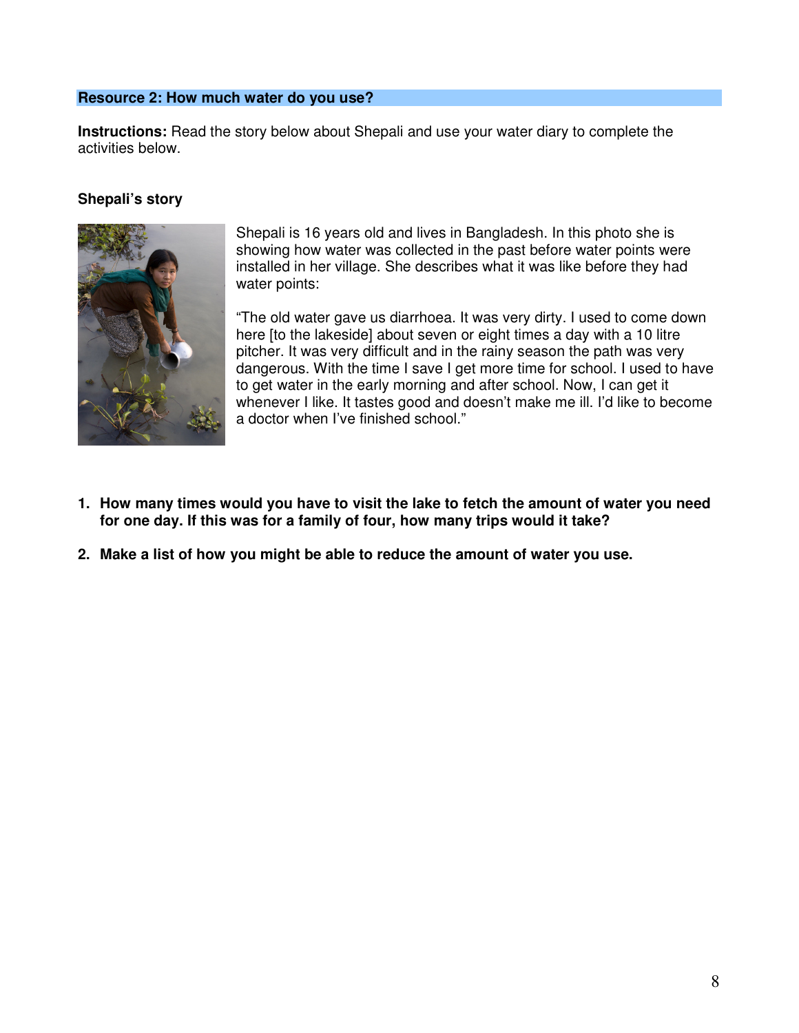## Resource 2: How much water do you use?

**Instructions:** Read the story below about Shepali and use your water diary to complete the activities below.

### Shepali's story

Shepali is 16 years old and lives in Bangladesh. In this photo she is showing how water was collected in the past before water points were installed in her village. She describes what it was like before they had water points:

"The old water gave us diarrhoea. It was very dirty. I used to come down here [to the lakeside] about seven or eight times a day with a 10 litre pitcher. It was very difficult and in the rainy season the path was very dangerous. With the time I save I get more time for school. I used to have to get water in the early morning and after school. Now, I can get it whenever I like. It tastes good and doesn't make me ill. I'd like to become a doctor when I've finished school."

1. **How many times would you have to visit the lake to fetch the amount of water you need for one day. If this was for a family of four, how many trips would it take?**

2. **Make a list of how you might be able to reduce the amount of water you use.**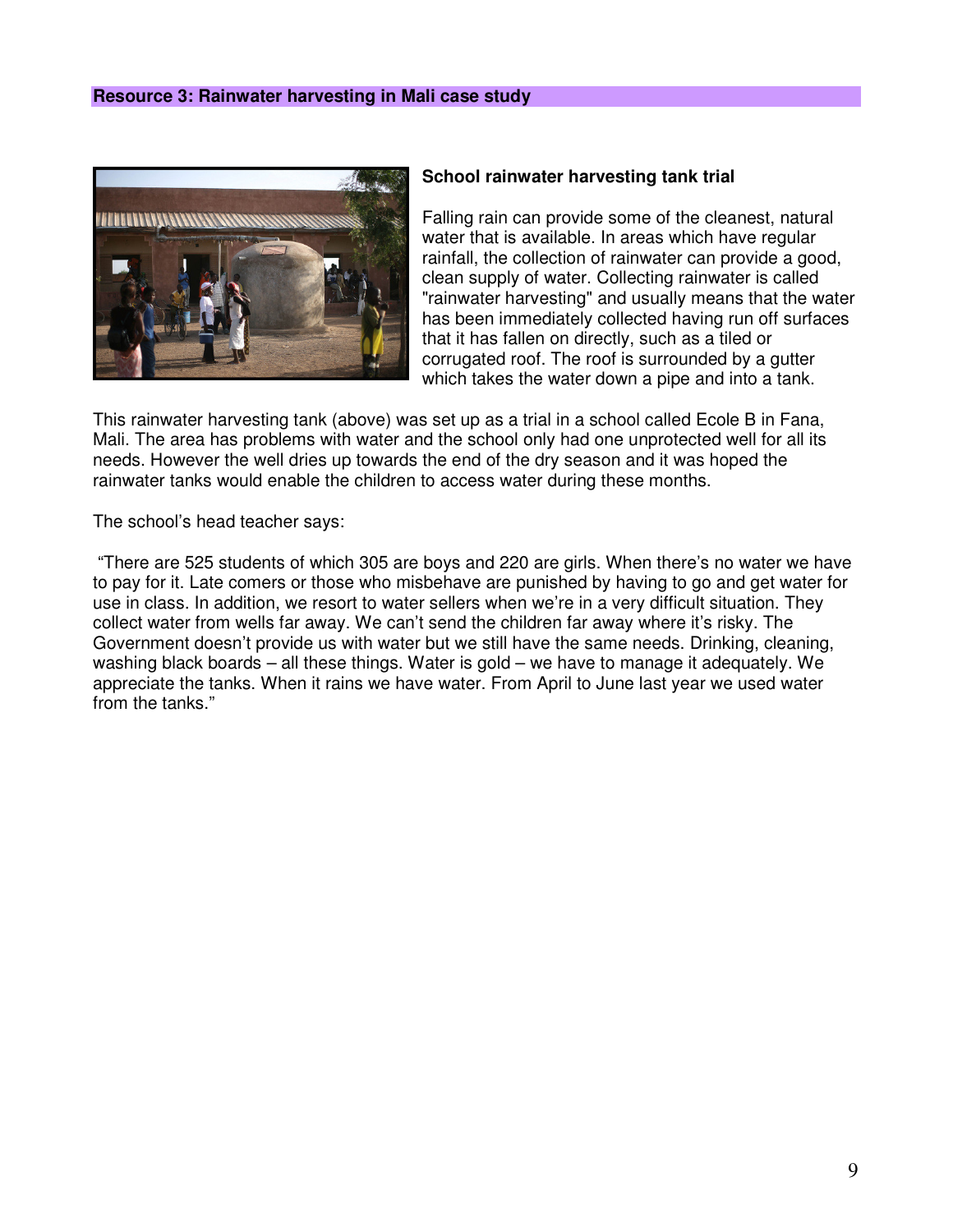## Resource 3: Rainwater harvesting in Mali case study

### School rainwater harvesting tank trial

Falling rain can provide some of the cleanest, natural water that is available. In areas which have regular rainfall, the collection of rainwater can provide a good, clean supply of water. Collecting rainwater is called "rainwater harvesting" and usually means that the water has been immediately collected having run off surfaces that it has fallen on directly, such as a tiled or corrugated roof. The roof is surrounded by a gutter which takes the water down a pipe and into a tank.

This rainwater harvesting tank (above) was set up as a trial in a school called Ecole B in Fana, Mali. The area has problems with water and the school only had one unprotected well for all its needs. However the well dries up towards the end of the dry season and it was hoped the rainwater tanks would enable the children to access water during these months.

The school's head teacher says:

"There are 525 students of which 305 are boys and 220 are girls. When there's no water we have to pay for it. Late comers or those who misbehave are punished by having to go and get water for use in class. In addition, we resort to water sellers when we're in a very difficult situation. They collect water from wells far away. We can't send the children far away where it's risky. The Government doesn't provide us with water but we still have the same needs. Drinking, cleaning, washing black boards – all these things. Water is gold – we have to manage it adequately. We appreciate the tanks. When it rains we have water. From April to June last year we used water from the tanks."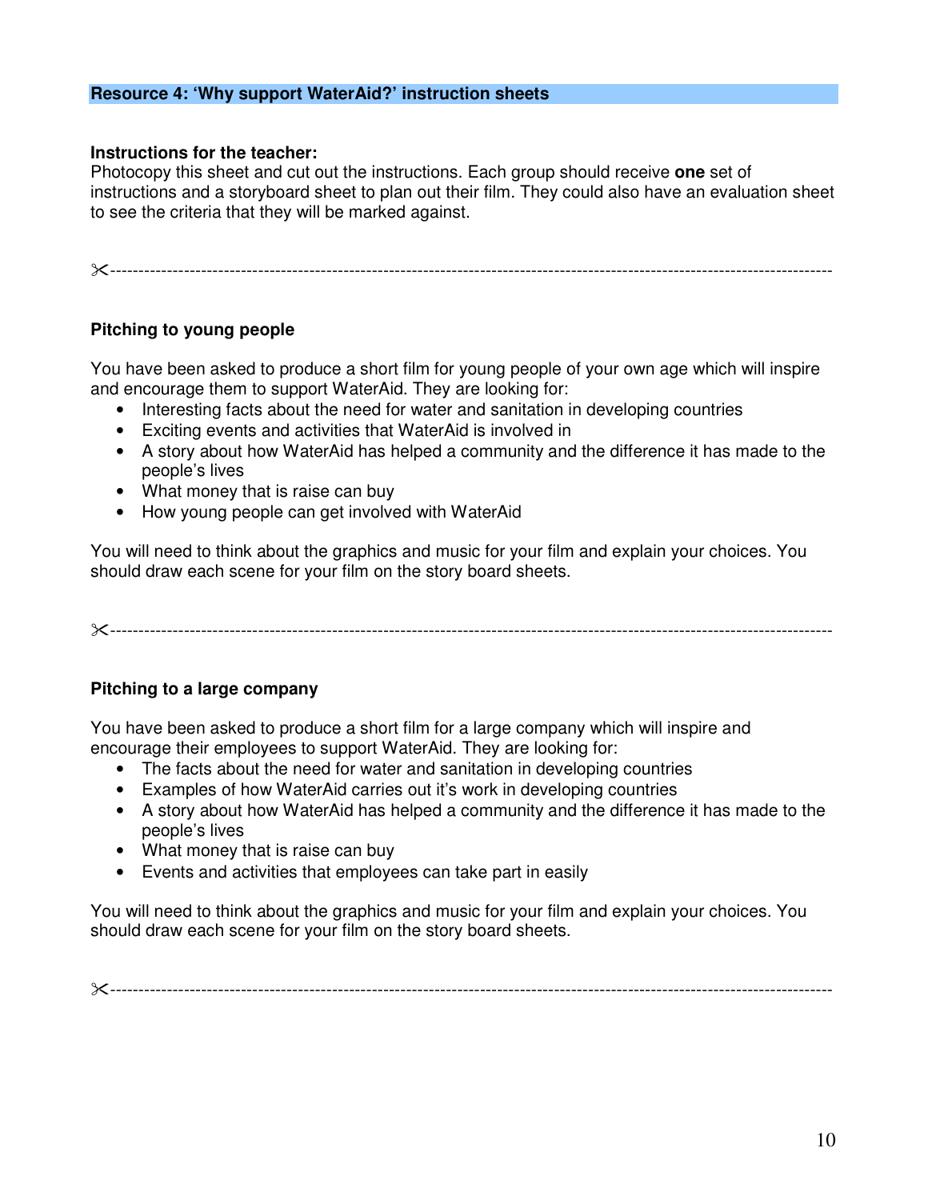**Resource 4: 'Why support WaterAid?' instruction sheets**

**Instructions for the teacher:**
Photocopy this sheet and cut out the instructions. Each group should receive **one** set of instructions and a storyboard sheet to plan out their film. They could also have an evaluation sheet to see the criteria that they will be marked against.

✂-----------------------------------------------------------------------------------------------------------------------

**Pitching to young people**

You have been asked to produce a short film for young people of your own age which will inspire and encourage them to support WaterAid. They are looking for:

- Interesting facts about the need for water and sanitation in developing countries
- Exciting events and activities that WaterAid is involved in
- A story about how WaterAid has helped a community and the difference it has made to the people's lives
- What money that is raise can buy
- How young people can get involved with WaterAid

You will need to think about the graphics and music for your film and explain your choices. You should draw each scene for your film on the story board sheets.

✂-----------------------------------------------------------------------------------------------------------------------

**Pitching to a large company**

You have been asked to produce a short film for a large company which will inspire and encourage their employees to support WaterAid. They are looking for:

- The facts about the need for water and sanitation in developing countries
- Examples of how WaterAid carries out it's work in developing countries
- A story about how WaterAid has helped a community and the difference it has made to the people's lives
- What money that is raise can buy
- Events and activities that employees can take part in easily

You will need to think about the graphics and music for your film and explain your choices. You should draw each scene for your film on the story board sheets.

✂-----------------------------------------------------------------------------------------------------------------------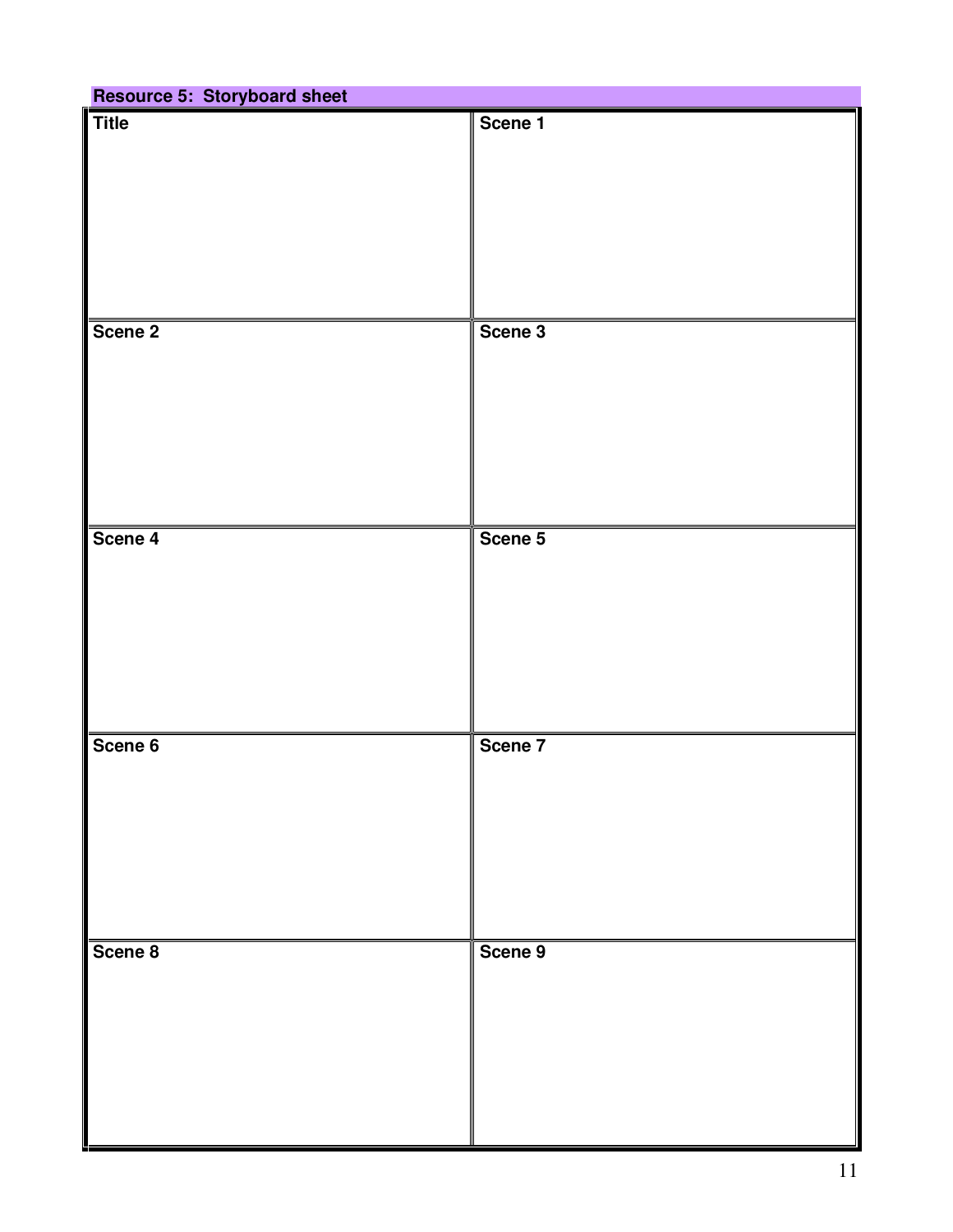## Resource 5: Storyboard sheet

| | |
|---|---|
| **Title** | **Scene 1** |
| **Scene 2** | **Scene 3** |
| **Scene 4** | **Scene 5** |
| **Scene 6** | **Scene 7** |
| **Scene 8** | **Scene 9** |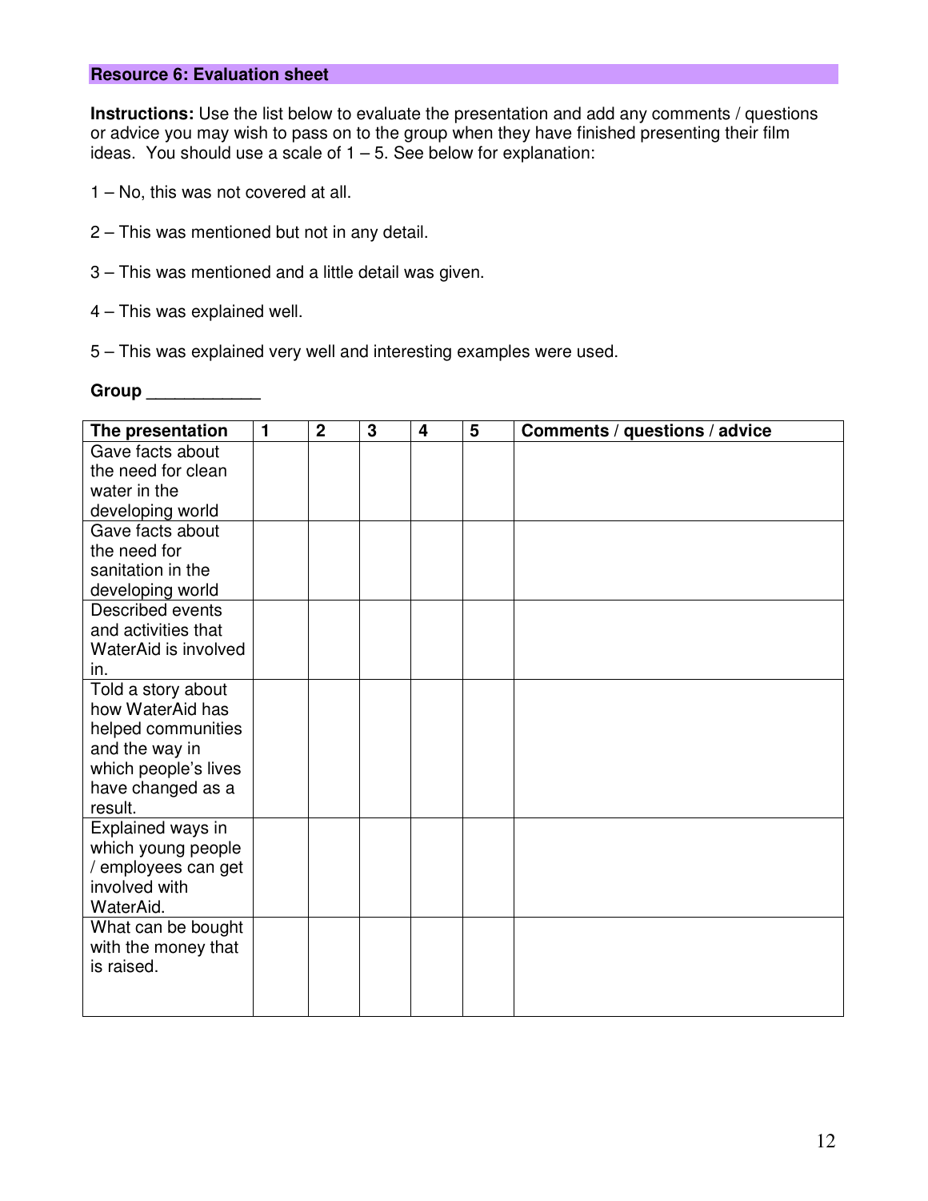## Resource 6: Evaluation sheet

**Instructions:** Use the list below to evaluate the presentation and add any comments / questions or advice you may wish to pass on to the group when they have finished presenting their film ideas. You should use a scale of 1 – 5. See below for explanation:

1 – No, this was not covered at all.

2 – This was mentioned but not in any detail.

3 – This was mentioned and a little detail was given.

4 – This was explained well.

5 – This was explained very well and interesting examples were used.

**Group** ____________

| The presentation | 1 | 2 | 3 | 4 | 5 | Comments / questions / advice |
|---|---|---|---|---|---|---|
| Gave facts about the need for clean water in the developing world | | | | | | |
| Gave facts about the need for sanitation in the developing world | | | | | | |
| Described events and activities that WaterAid is involved in. | | | | | | |
| Told a story about how WaterAid has helped communities and the way in which people's lives have changed as a result. | | | | | | |
| Explained ways in which young people / employees can get involved with WaterAid. | | | | | | |
| What can be bought with the money that is raised. | | | | | | |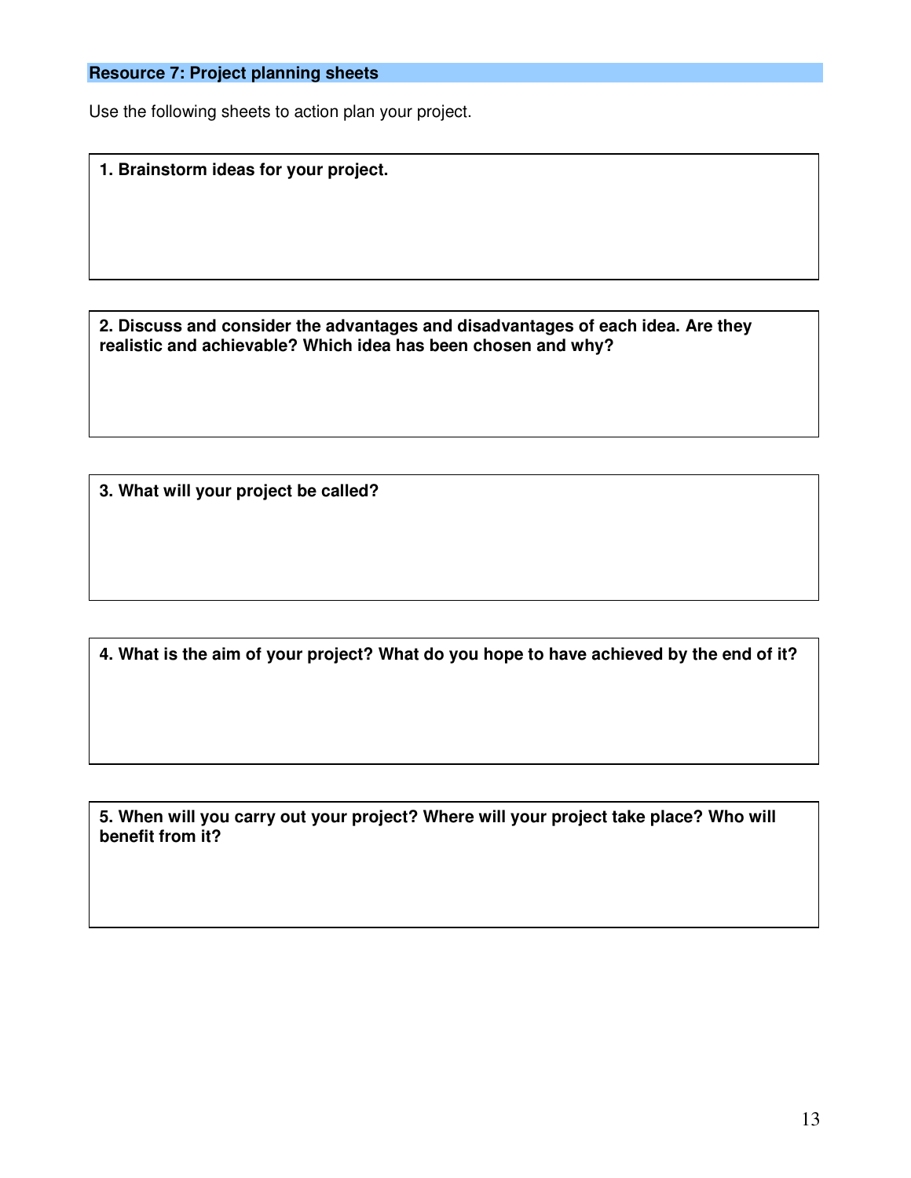## Resource 7: Project planning sheets

Use the following sheets to action plan your project.

**1. Brainstorm ideas for your project.**

**2. Discuss and consider the advantages and disadvantages of each idea. Are they realistic and achievable? Which idea has been chosen and why?**

**3. What will your project be called?**

**4. What is the aim of your project? What do you hope to have achieved by the end of it?**

**5. When will you carry out your project? Where will your project take place? Who will benefit from it?**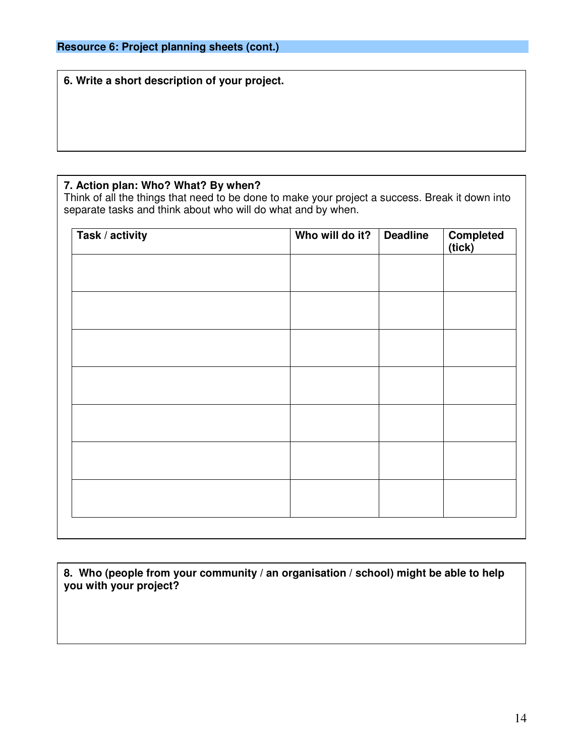**Resource 6: Project planning sheets (cont.)**

**6. Write a short description of your project.**

**7. Action plan: Who? What? By when?**

Think of all the things that need to be done to make your project a success. Break it down into separate tasks and think about who will do what and by when.

| Task / activity | Who will do it? | Deadline | Completed (tick) |
|---|---|---|---|
| | | | |
| | | | |
| | | | |
| | | | |
| | | | |
| | | | |
| | | | |

**8. Who (people from your community / an organisation / school) might be able to help you with your project?**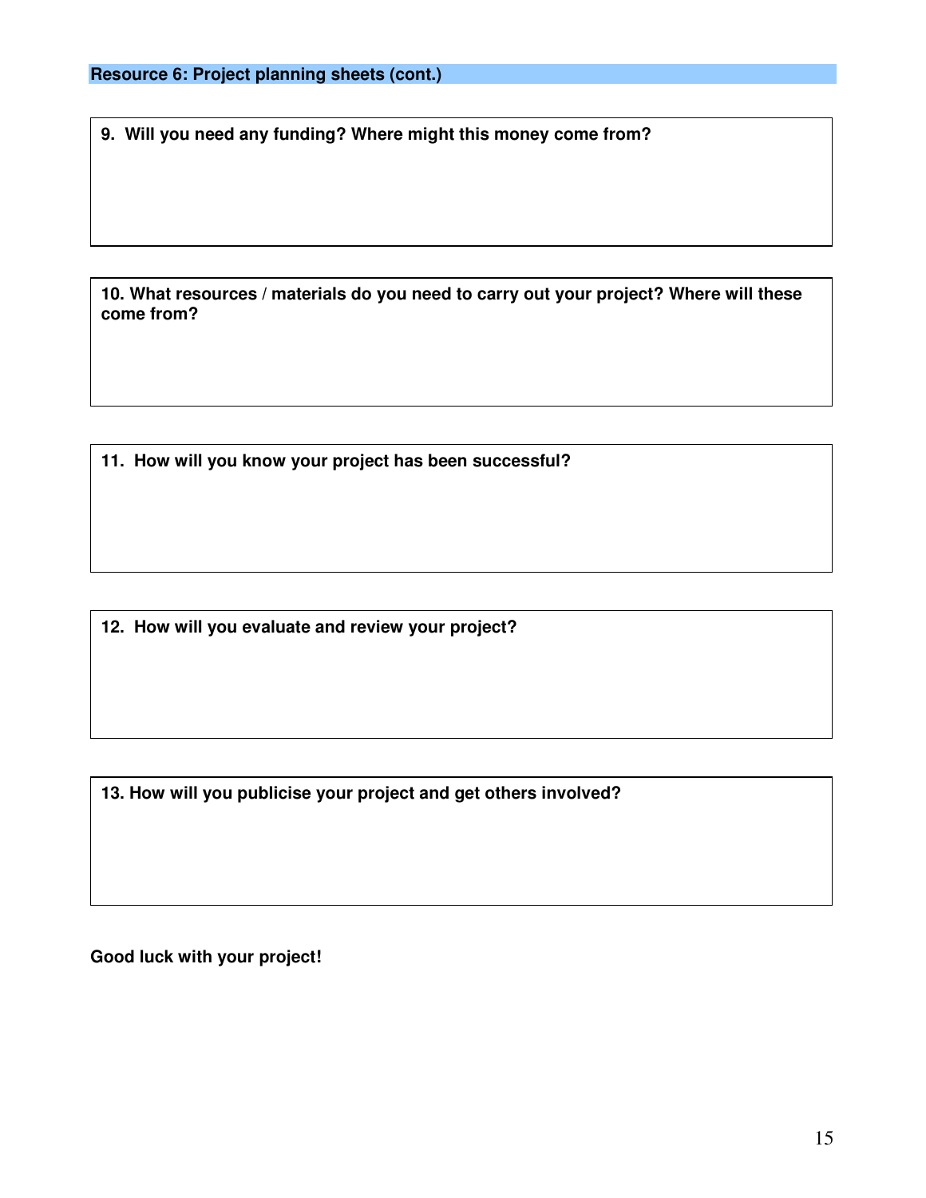**Resource 6: Project planning sheets (cont.)**

**9. Will you need any funding? Where might this money come from?**

**10. What resources / materials do you need to carry out your project? Where will these come from?**

**11. How will you know your project has been successful?**

**12. How will you evaluate and review your project?**

**13. How will you publicise your project and get others involved?**

**Good luck with your project!**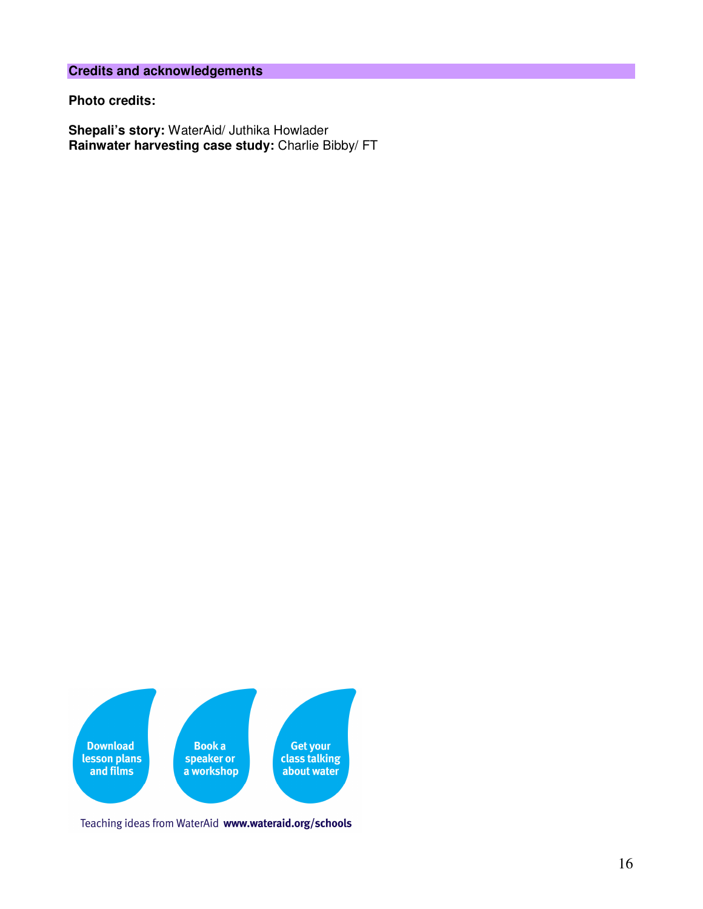## Credits and acknowledgements

**Photo credits:**

**Shepali's story:** WaterAid/ Juthika Howlader
**Rainwater harvesting case study:** Charlie Bibby/ FT

Download lesson plans and films

Book a speaker or a workshop

Get your class talking about water

Teaching ideas from WaterAid **www.wateraid.org/schools**